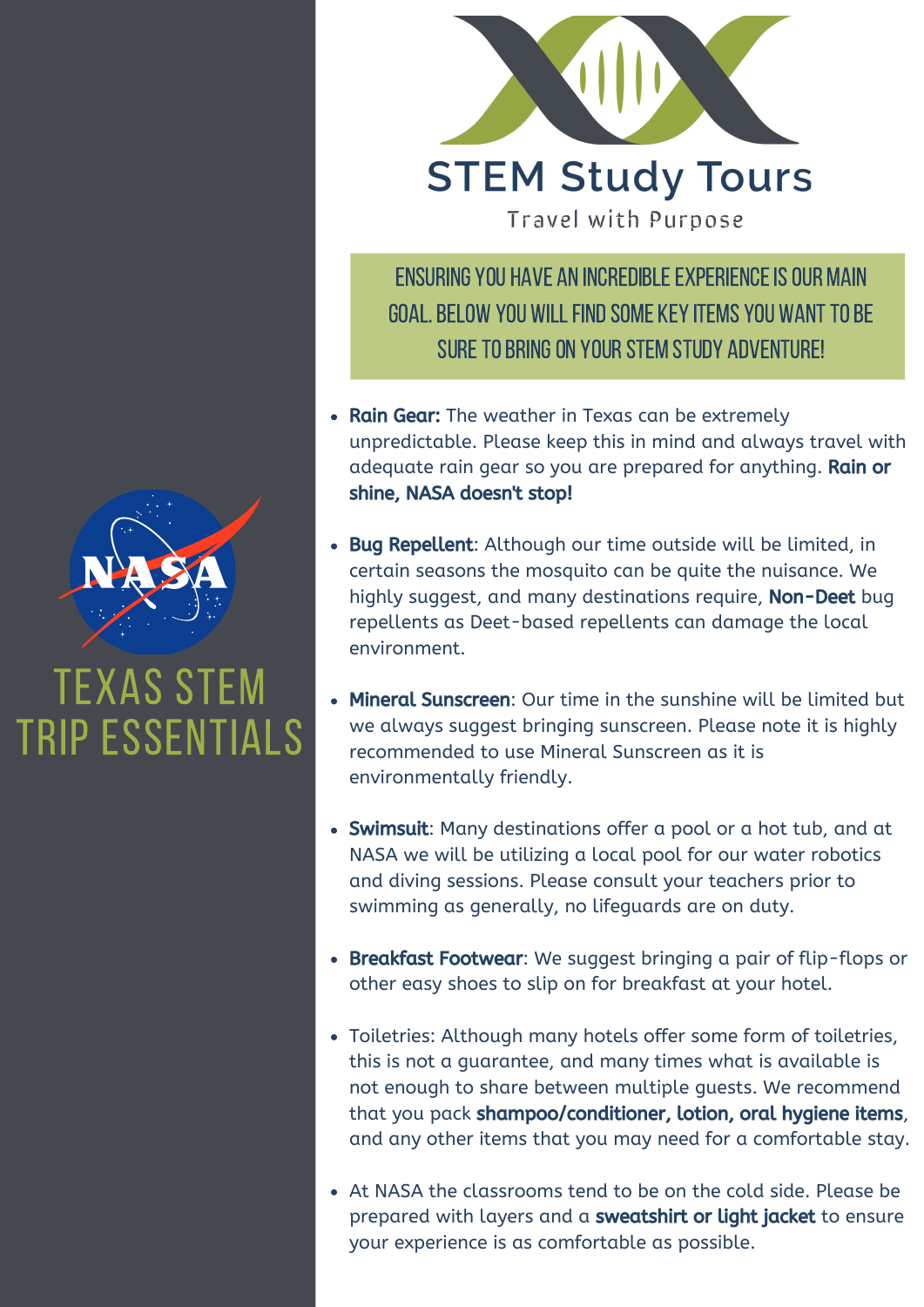# STEM Study Tours

Travel with Purpose

# TEXAS STEM TRIP ESSENTIALS

ENSURING YOU HAVE AN INCREDIBLE EXPERIENCE IS OUR MAIN GOAL. BELOW YOU WILL FIND SOME KEY ITEMS YOU WANT TO BE SURE TO BRING ON YOUR STEM STUDY ADVENTURE!

- **Rain Gear:** The weather in Texas can be extremely unpredictable. Please keep this in mind and always travel with adequate rain gear so you are prepared for anything. **Rain or shine, NASA doesn't stop!**
- **Bug Repellent**: Although our time outside will be limited, in certain seasons the mosquito can be quite the nuisance. We highly suggest, and many destinations require, **Non-Deet** bug repellents as Deet-based repellents can damage the local environment.
- **Mineral Sunscreen**: Our time in the sunshine will be limited but we always suggest bringing sunscreen. Please note it is highly recommended to use Mineral Sunscreen as it is environmentally friendly.
- **Swimsuit**: Many destinations offer a pool or a hot tub, and at NASA we will be utilizing a local pool for our water robotics and diving sessions. Please consult your teachers prior to swimming as generally, no lifeguards are on duty.
- **Breakfast Footwear**: We suggest bringing a pair of flip-flops or other easy shoes to slip on for breakfast at your hotel.
- Toiletries: Although many hotels offer some form of toiletries, this is not a guarantee, and many times what is available is not enough to share between multiple guests. We recommend that you pack **shampoo/conditioner, lotion, oral hygiene items**, and any other items that you may need for a comfortable stay.
- At NASA the classrooms tend to be on the cold side. Please be prepared with layers and a **sweatshirt or light jacket** to ensure your experience is as comfortable as possible.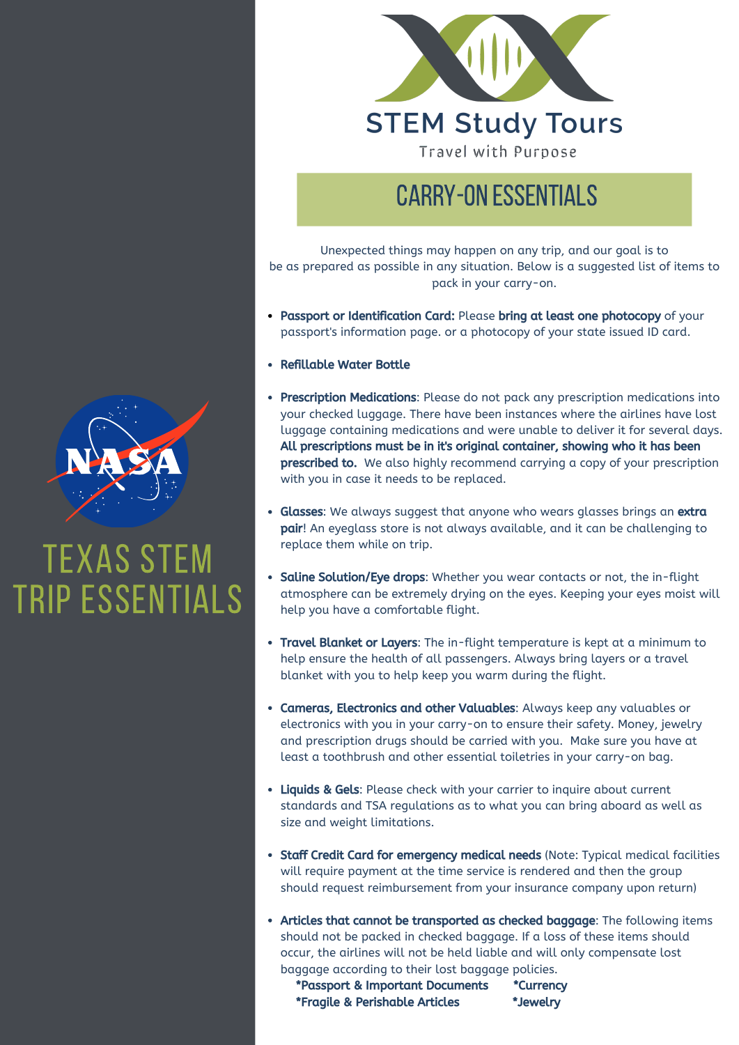# TEXAS STEM TRIP ESSENTIALS

STEM Study Tours

Travel with Purpose

## CARRY-ON ESSENTIALS

Unexpected things may happen on any trip, and our goal is to be as prepared as possible in any situation. Below is a suggested list of items to pack in your carry-on.

- **Passport or Identification Card:** Please **bring at least one photocopy** of your passport's information page. or a photocopy of your state issued ID card.
- **Refillable Water Bottle**
- **Prescription Medications**: Please do not pack any prescription medications into your checked luggage. There have been instances where the airlines have lost luggage containing medications and were unable to deliver it for several days. **All prescriptions must be in it's original container, showing who it has been prescribed to.** We also highly recommend carrying a copy of your prescription with you in case it needs to be replaced.
- **Glasses**: We always suggest that anyone who wears glasses brings an **extra pair**! An eyeglass store is not always available, and it can be challenging to replace them while on trip.
- **Saline Solution/Eye drops**: Whether you wear contacts or not, the in-flight atmosphere can be extremely drying on the eyes. Keeping your eyes moist will help you have a comfortable flight.
- **Travel Blanket or Layers**: The in-flight temperature is kept at a minimum to help ensure the health of all passengers. Always bring layers or a travel blanket with you to help keep you warm during the flight.
- **Cameras, Electronics and other Valuables**: Always keep any valuables or electronics with you in your carry-on to ensure their safety. Money, jewelry and prescription drugs should be carried with you. Make sure you have at least a toothbrush and other essential toiletries in your carry-on bag.
- **Liquids & Gels**: Please check with your carrier to inquire about current standards and TSA regulations as to what you can bring aboard as well as size and weight limitations.
- **Staff Credit Card for emergency medical needs** (Note: Typical medical facilities will require payment at the time service is rendered and then the group should request reimbursement from your insurance company upon return)
- **Articles that cannot be transported as checked baggage**: The following items should not be packed in checked baggage. If a loss of these items should occur, the airlines will not be held liable and will only compensate lost baggage according to their lost baggage policies.
  - **\*Passport & Important Documents**
  - **\*Currency**
  - **\*Fragile & Perishable Articles**
  - **\*Jewelry**